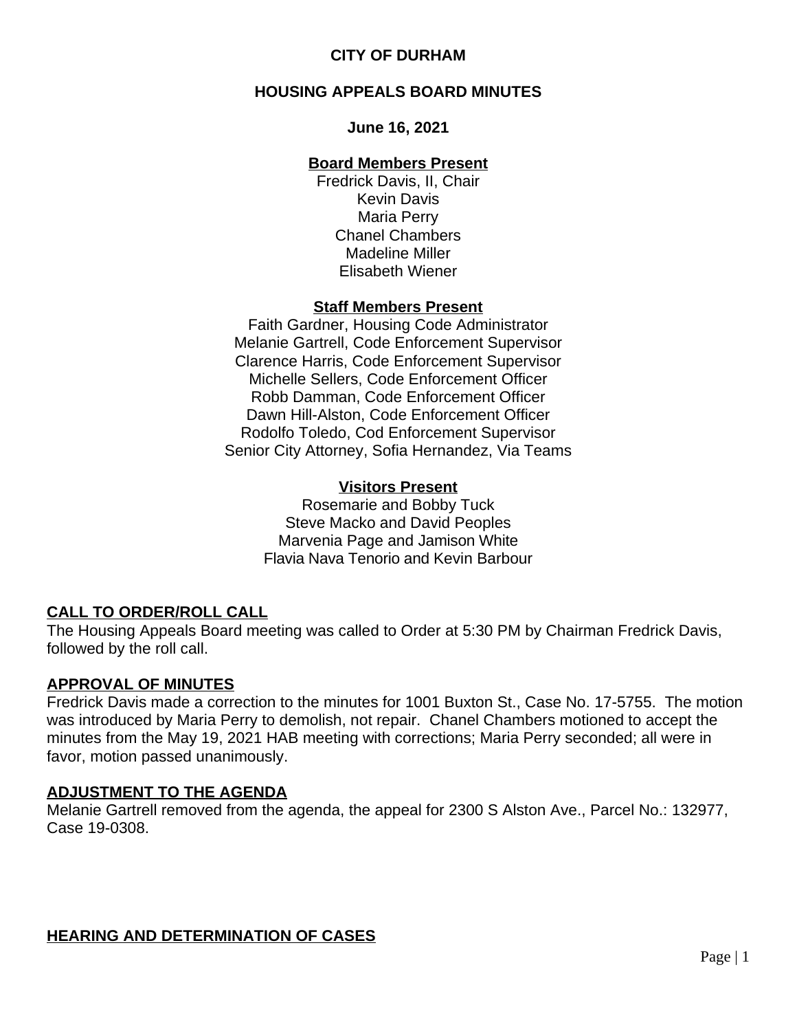**CITY OF DURHAM**

**HOUSING APPEALS BOARD MINUTES**

**June 16, 2021**

**Board Members Present**

Fredrick Davis, II, Chair
Kevin Davis
Maria Perry
Chanel Chambers
Madeline Miller
Elisabeth Wiener

**Staff Members Present**

Faith Gardner, Housing Code Administrator
Melanie Gartrell, Code Enforcement Supervisor
Clarence Harris, Code Enforcement Supervisor
Michelle Sellers, Code Enforcement Officer
Robb Damman, Code Enforcement Officer
Dawn Hill-Alston, Code Enforcement Officer
Rodolfo Toledo, Cod Enforcement Supervisor
Senior City Attorney, Sofia Hernandez, Via Teams

**Visitors Present**

Rosemarie and Bobby Tuck
Steve Macko and David Peoples
Marvenia Page and Jamison White
Flavia Nava Tenorio and Kevin Barbour

## CALL TO ORDER/ROLL CALL

The Housing Appeals Board meeting was called to Order at 5:30 PM by Chairman Fredrick Davis, followed by the roll call.

## APPROVAL OF MINUTES

Fredrick Davis made a correction to the minutes for 1001 Buxton St., Case No. 17-5755. The motion was introduced by Maria Perry to demolish, not repair. Chanel Chambers motioned to accept the minutes from the May 19, 2021 HAB meeting with corrections; Maria Perry seconded; all were in favor, motion passed unanimously.

## ADJUSTMENT TO THE AGENDA

Melanie Gartrell removed from the agenda, the appeal for 2300 S Alston Ave., Parcel No.: 132977, Case 19-0308.

## HEARING AND DETERMINATION OF CASES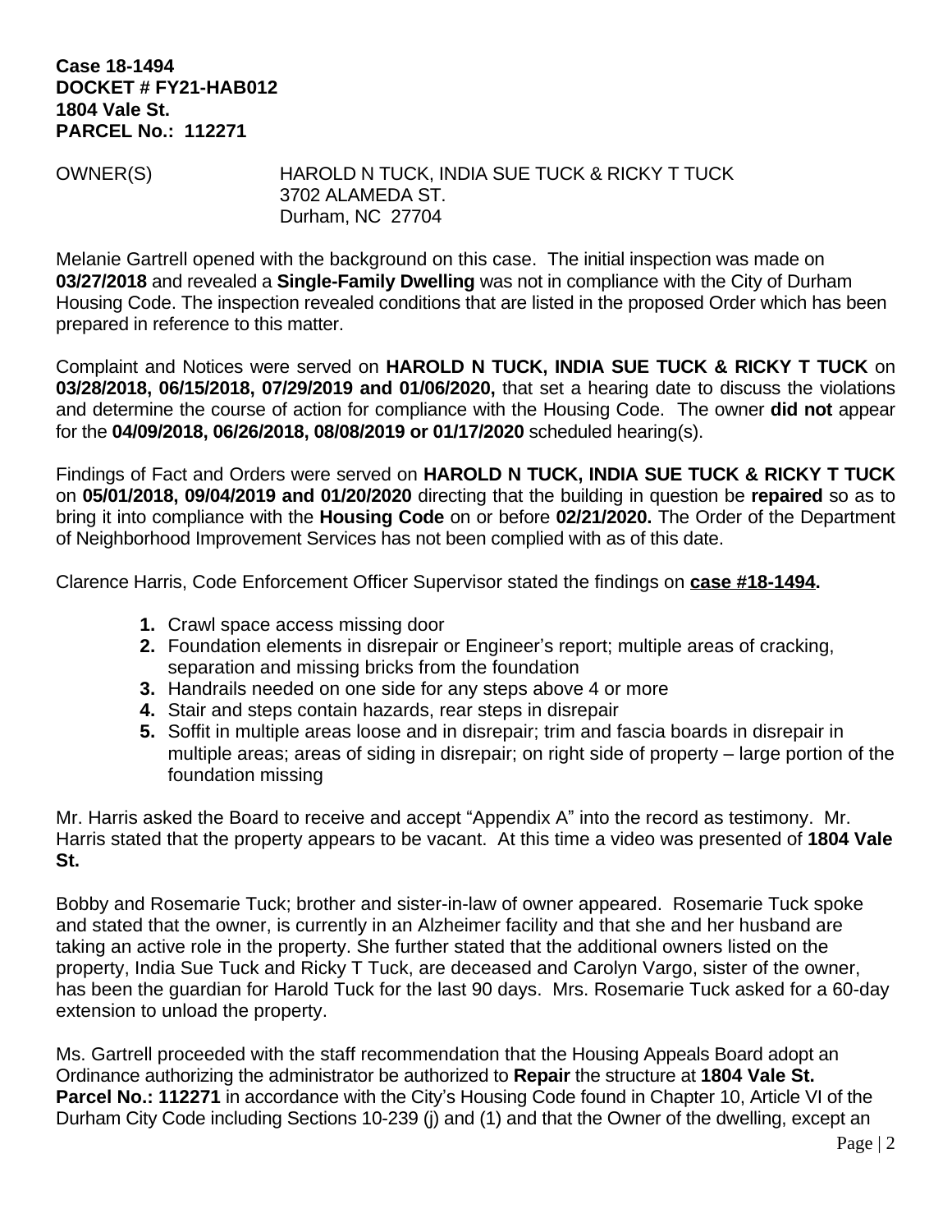**Case 18-1494**
**DOCKET # FY21-HAB012**
**1804 Vale St.**
**PARCEL No.: 112271**

OWNER(S) HAROLD N TUCK, INDIA SUE TUCK & RICKY T TUCK
3702 ALAMEDA ST.
Durham, NC 27704

Melanie Gartrell opened with the background on this case. The initial inspection was made on **03/27/2018** and revealed a **Single-Family Dwelling** was not in compliance with the City of Durham Housing Code. The inspection revealed conditions that are listed in the proposed Order which has been prepared in reference to this matter.

Complaint and Notices were served on **HAROLD N TUCK, INDIA SUE TUCK & RICKY T TUCK** on **03/28/2018, 06/15/2018, 07/29/2019 and 01/06/2020,** that set a hearing date to discuss the violations and determine the course of action for compliance with the Housing Code. The owner **did not** appear for the **04/09/2018, 06/26/2018, 08/08/2019 or 01/17/2020** scheduled hearing(s).

Findings of Fact and Orders were served on **HAROLD N TUCK, INDIA SUE TUCK & RICKY T TUCK** on **05/01/2018, 09/04/2019 and 01/20/2020** directing that the building in question be **repaired** so as to bring it into compliance with the **Housing Code** on or before **02/21/2020.** The Order of the Department of Neighborhood Improvement Services has not been complied with as of this date.

Clarence Harris, Code Enforcement Officer Supervisor stated the findings on **case #18-1494.**

1. Crawl space access missing door
2. Foundation elements in disrepair or Engineer's report; multiple areas of cracking, separation and missing bricks from the foundation
3. Handrails needed on one side for any steps above 4 or more
4. Stair and steps contain hazards, rear steps in disrepair
5. Soffit in multiple areas loose and in disrepair; trim and fascia boards in disrepair in multiple areas; areas of siding in disrepair; on right side of property – large portion of the foundation missing

Mr. Harris asked the Board to receive and accept "Appendix A" into the record as testimony. Mr. Harris stated that the property appears to be vacant. At this time a video was presented of **1804 Vale St.**

Bobby and Rosemarie Tuck; brother and sister-in-law of owner appeared. Rosemarie Tuck spoke and stated that the owner, is currently in an Alzheimer facility and that she and her husband are taking an active role in the property. She further stated that the additional owners listed on the property, India Sue Tuck and Ricky T Tuck, are deceased and Carolyn Vargo, sister of the owner, has been the guardian for Harold Tuck for the last 90 days. Mrs. Rosemarie Tuck asked for a 60-day extension to unload the property.

Ms. Gartrell proceeded with the staff recommendation that the Housing Appeals Board adopt an Ordinance authorizing the administrator be authorized to **Repair** the structure at **1804 Vale St. Parcel No.: 112271** in accordance with the City's Housing Code found in Chapter 10, Article VI of the Durham City Code including Sections 10-239 (j) and (1) and that the Owner of the dwelling, except an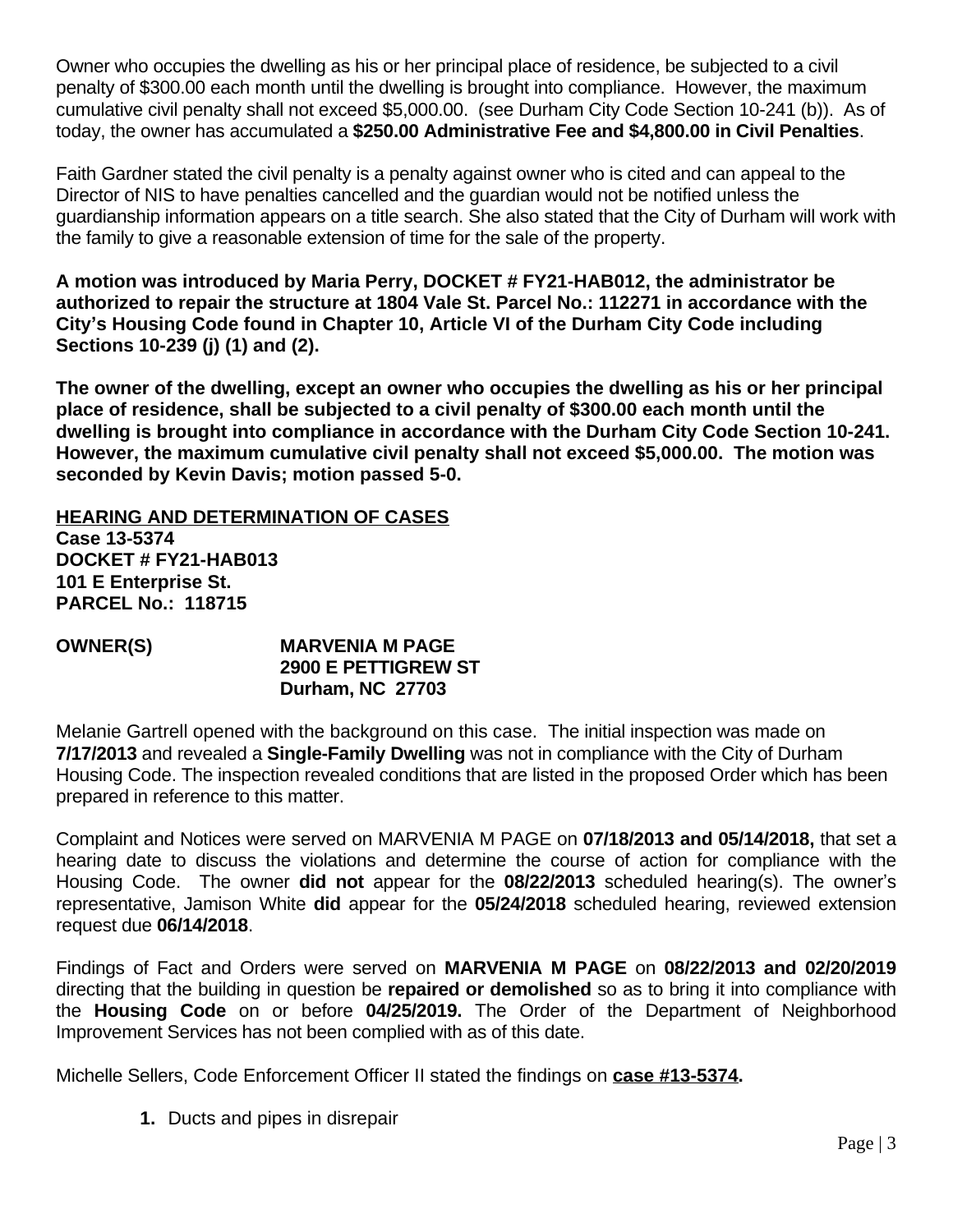Owner who occupies the dwelling as his or her principal place of residence, be subjected to a civil penalty of $300.00 each month until the dwelling is brought into compliance. However, the maximum cumulative civil penalty shall not exceed $5,000.00. (see Durham City Code Section 10-241 (b)). As of today, the owner has accumulated a **$250.00 Administrative Fee and $4,800.00 in Civil Penalties**.

Faith Gardner stated the civil penalty is a penalty against owner who is cited and can appeal to the Director of NIS to have penalties cancelled and the guardian would not be notified unless the guardianship information appears on a title search. She also stated that the City of Durham will work with the family to give a reasonable extension of time for the sale of the property.

**A motion was introduced by Maria Perry, DOCKET # FY21-HAB012, the administrator be authorized to repair the structure at 1804 Vale St. Parcel No.: 112271 in accordance with the City's Housing Code found in Chapter 10, Article VI of the Durham City Code including Sections 10-239 (j) (1) and (2).**

**The owner of the dwelling, except an owner who occupies the dwelling as his or her principal place of residence, shall be subjected to a civil penalty of $300.00 each month until the dwelling is brought into compliance in accordance with the Durham City Code Section 10-241. However, the maximum cumulative civil penalty shall not exceed $5,000.00. The motion was seconded by Kevin Davis; motion passed 5-0.**

**HEARING AND DETERMINATION OF CASES**
**Case 13-5374**
**DOCKET # FY21-HAB013**
**101 E Enterprise St.**
**PARCEL No.: 118715**

**OWNER(S)** **MARVENIA M PAGE**
**2900 E PETTIGREW ST**
**Durham, NC 27703**

Melanie Gartrell opened with the background on this case. The initial inspection was made on **7/17/2013** and revealed a **Single-Family Dwelling** was not in compliance with the City of Durham Housing Code. The inspection revealed conditions that are listed in the proposed Order which has been prepared in reference to this matter.

Complaint and Notices were served on MARVENIA M PAGE on **07/18/2013 and 05/14/2018,** that set a hearing date to discuss the violations and determine the course of action for compliance with the Housing Code. The owner **did not** appear for the **08/22/2013** scheduled hearing(s). The owner's representative, Jamison White **did** appear for the **05/24/2018** scheduled hearing, reviewed extension request due **06/14/2018**.

Findings of Fact and Orders were served on **MARVENIA M PAGE** on **08/22/2013 and 02/20/2019** directing that the building in question be **repaired or demolished** so as to bring it into compliance with the **Housing Code** on or before **04/25/2019.** The Order of the Department of Neighborhood Improvement Services has not been complied with as of this date.

Michelle Sellers, Code Enforcement Officer II stated the findings on **case #13-5374.**

1. Ducts and pipes in disrepair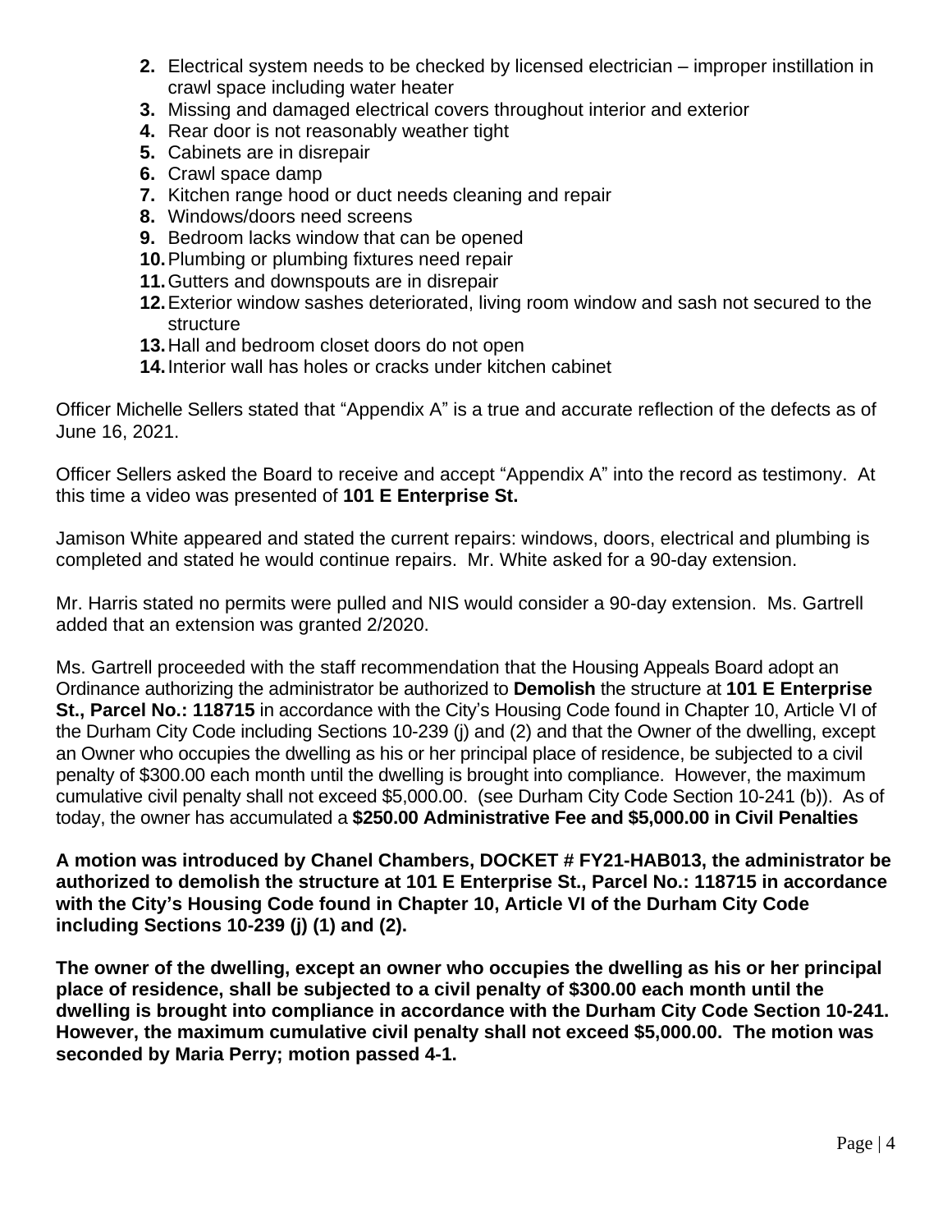2. Electrical system needs to be checked by licensed electrician – improper instillation in crawl space including water heater
3. Missing and damaged electrical covers throughout interior and exterior
4. Rear door is not reasonably weather tight
5. Cabinets are in disrepair
6. Crawl space damp
7. Kitchen range hood or duct needs cleaning and repair
8. Windows/doors need screens
9. Bedroom lacks window that can be opened
10. Plumbing or plumbing fixtures need repair
11. Gutters and downspouts are in disrepair
12. Exterior window sashes deteriorated, living room window and sash not secured to the structure
13. Hall and bedroom closet doors do not open
14. Interior wall has holes or cracks under kitchen cabinet

Officer Michelle Sellers stated that "Appendix A" is a true and accurate reflection of the defects as of June 16, 2021.

Officer Sellers asked the Board to receive and accept "Appendix A" into the record as testimony. At this time a video was presented of **101 E Enterprise St.**

Jamison White appeared and stated the current repairs: windows, doors, electrical and plumbing is completed and stated he would continue repairs. Mr. White asked for a 90-day extension.

Mr. Harris stated no permits were pulled and NIS would consider a 90-day extension. Ms. Gartrell added that an extension was granted 2/2020.

Ms. Gartrell proceeded with the staff recommendation that the Housing Appeals Board adopt an Ordinance authorizing the administrator be authorized to **Demolish** the structure at **101 E Enterprise St., Parcel No.: 118715** in accordance with the City's Housing Code found in Chapter 10, Article VI of the Durham City Code including Sections 10-239 (j) and (2) and that the Owner of the dwelling, except an Owner who occupies the dwelling as his or her principal place of residence, be subjected to a civil penalty of $300.00 each month until the dwelling is brought into compliance. However, the maximum cumulative civil penalty shall not exceed $5,000.00. (see Durham City Code Section 10-241 (b)). As of today, the owner has accumulated a **$250.00 Administrative Fee and $5,000.00 in Civil Penalties**

**A motion was introduced by Chanel Chambers, DOCKET # FY21-HAB013, the administrator be authorized to demolish the structure at 101 E Enterprise St., Parcel No.: 118715 in accordance with the City's Housing Code found in Chapter 10, Article VI of the Durham City Code including Sections 10-239 (j) (1) and (2).**

**The owner of the dwelling, except an owner who occupies the dwelling as his or her principal place of residence, shall be subjected to a civil penalty of $300.00 each month until the dwelling is brought into compliance in accordance with the Durham City Code Section 10-241. However, the maximum cumulative civil penalty shall not exceed $5,000.00. The motion was seconded by Maria Perry; motion passed 4-1.**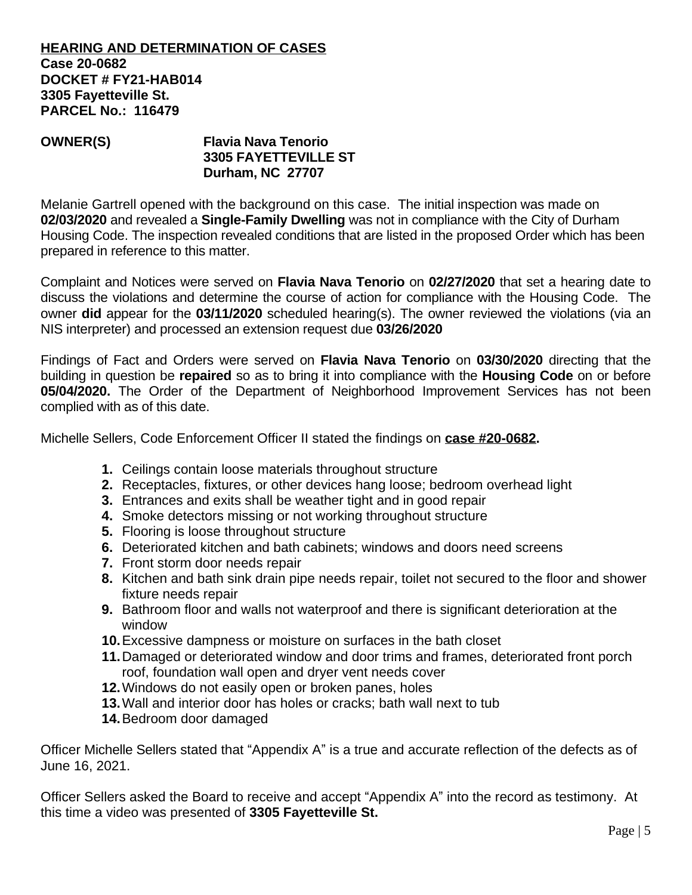**<u>HEARING AND DETERMINATION OF CASES</u>**
**Case 20-0682**
**DOCKET # FY21-HAB014**
**3305 Fayetteville St.**
**PARCEL No.: 116479**

**OWNER(S)** **Flavia Nava Tenorio**
**3305 FAYETTEVILLE ST**
**Durham, NC 27707**

Melanie Gartrell opened with the background on this case. The initial inspection was made on **02/03/2020** and revealed a **Single-Family Dwelling** was not in compliance with the City of Durham Housing Code. The inspection revealed conditions that are listed in the proposed Order which has been prepared in reference to this matter.

Complaint and Notices were served on **Flavia Nava Tenorio** on **02/27/2020** that set a hearing date to discuss the violations and determine the course of action for compliance with the Housing Code. The owner **did** appear for the **03/11/2020** scheduled hearing(s). The owner reviewed the violations (via an NIS interpreter) and processed an extension request due **03/26/2020**

Findings of Fact and Orders were served on **Flavia Nava Tenorio** on **03/30/2020** directing that the building in question be **repaired** so as to bring it into compliance with the **Housing Code** on or before **05/04/2020.** The Order of the Department of Neighborhood Improvement Services has not been complied with as of this date.

Michelle Sellers, Code Enforcement Officer II stated the findings on **<u>case #20-0682</u>.**

1. Ceilings contain loose materials throughout structure
2. Receptacles, fixtures, or other devices hang loose; bedroom overhead light
3. Entrances and exits shall be weather tight and in good repair
4. Smoke detectors missing or not working throughout structure
5. Flooring is loose throughout structure
6. Deteriorated kitchen and bath cabinets; windows and doors need screens
7. Front storm door needs repair
8. Kitchen and bath sink drain pipe needs repair, toilet not secured to the floor and shower fixture needs repair
9. Bathroom floor and walls not waterproof and there is significant deterioration at the window
10. Excessive dampness or moisture on surfaces in the bath closet
11. Damaged or deteriorated window and door trims and frames, deteriorated front porch roof, foundation wall open and dryer vent needs cover
12. Windows do not easily open or broken panes, holes
13. Wall and interior door has holes or cracks; bath wall next to tub
14. Bedroom door damaged

Officer Michelle Sellers stated that "Appendix A" is a true and accurate reflection of the defects as of June 16, 2021.

Officer Sellers asked the Board to receive and accept "Appendix A" into the record as testimony. At this time a video was presented of **3305 Fayetteville St.**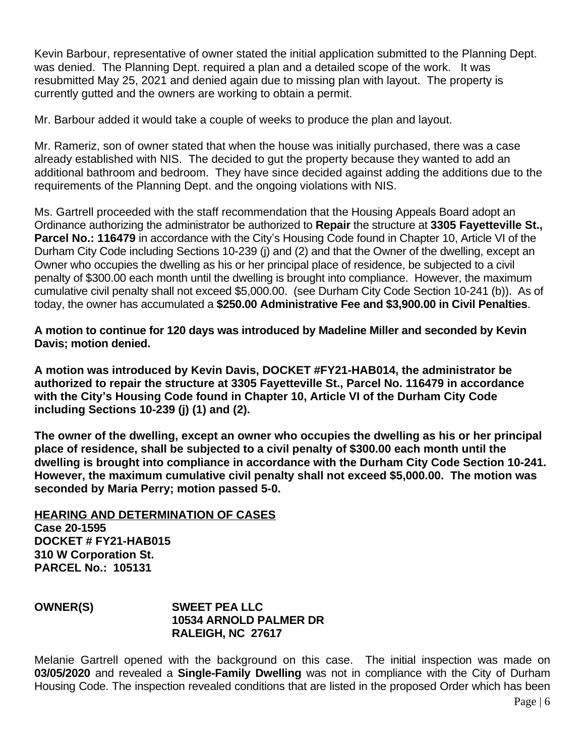Kevin Barbour, representative of owner stated the initial application submitted to the Planning Dept. was denied. The Planning Dept. required a plan and a detailed scope of the work. It was resubmitted May 25, 2021 and denied again due to missing plan with layout. The property is currently gutted and the owners are working to obtain a permit.

Mr. Barbour added it would take a couple of weeks to produce the plan and layout.

Mr. Rameriz, son of owner stated that when the house was initially purchased, there was a case already established with NIS. The decided to gut the property because they wanted to add an additional bathroom and bedroom. They have since decided against adding the additions due to the requirements of the Planning Dept. and the ongoing violations with NIS.

Ms. Gartrell proceeded with the staff recommendation that the Housing Appeals Board adopt an Ordinance authorizing the administrator be authorized to **Repair** the structure at **3305 Fayetteville St., Parcel No.: 116479** in accordance with the City's Housing Code found in Chapter 10, Article VI of the Durham City Code including Sections 10-239 (j) and (2) and that the Owner of the dwelling, except an Owner who occupies the dwelling as his or her principal place of residence, be subjected to a civil penalty of $300.00 each month until the dwelling is brought into compliance. However, the maximum cumulative civil penalty shall not exceed $5,000.00. (see Durham City Code Section 10-241 (b)). As of today, the owner has accumulated a **$250.00 Administrative Fee and $3,900.00 in Civil Penalties**.

**A motion to continue for 120 days was introduced by Madeline Miller and seconded by Kevin Davis; motion denied.**

**A motion was introduced by Kevin Davis, DOCKET #FY21-HAB014, the administrator be authorized to repair the structure at 3305 Fayetteville St., Parcel No. 116479 in accordance with the City's Housing Code found in Chapter 10, Article VI of the Durham City Code including Sections 10-239 (j) (1) and (2).**

**The owner of the dwelling, except an owner who occupies the dwelling as his or her principal place of residence, shall be subjected to a civil penalty of $300.00 each month until the dwelling is brought into compliance in accordance with the Durham City Code Section 10-241. However, the maximum cumulative civil penalty shall not exceed $5,000.00. The motion was seconded by Maria Perry; motion passed 5-0.**

**<u>HEARING AND DETERMINATION OF CASES</u>**
**Case 20-1595**
**DOCKET # FY21-HAB015**
**310 W Corporation St.**
**PARCEL No.: 105131**

**OWNER(S)** **SWEET PEA LLC**
**10534 ARNOLD PALMER DR**
**RALEIGH, NC 27617**

Melanie Gartrell opened with the background on this case. The initial inspection was made on **03/05/2020** and revealed a **Single-Family Dwelling** was not in compliance with the City of Durham Housing Code. The inspection revealed conditions that are listed in the proposed Order which has been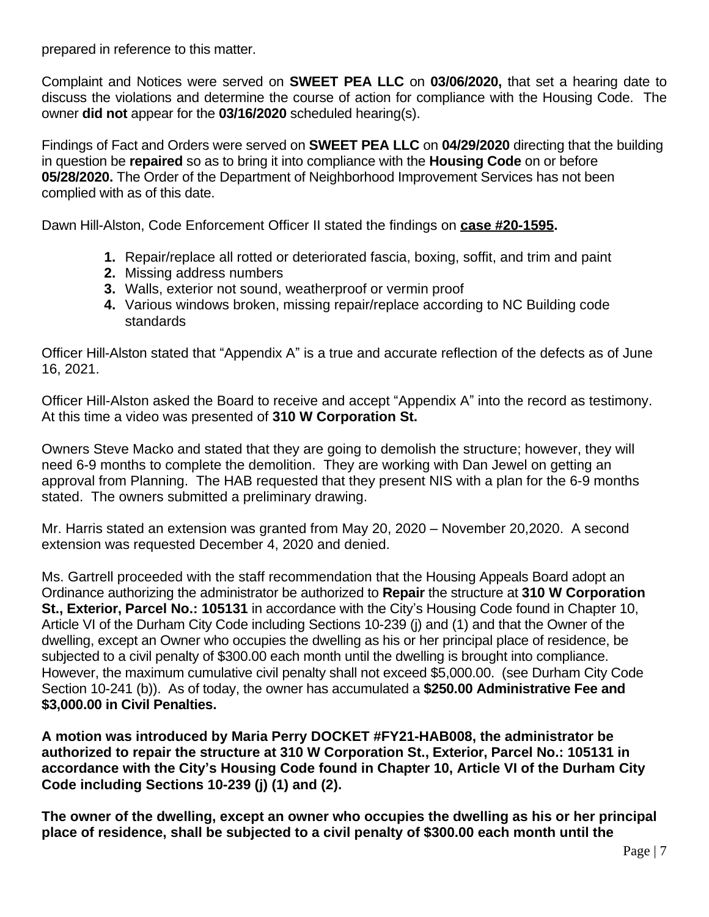prepared in reference to this matter.

Complaint and Notices were served on **SWEET PEA LLC** on **03/06/2020,** that set a hearing date to discuss the violations and determine the course of action for compliance with the Housing Code. The owner **did not** appear for the **03/16/2020** scheduled hearing(s).

Findings of Fact and Orders were served on **SWEET PEA LLC** on **04/29/2020** directing that the building in question be **repaired** so as to bring it into compliance with the **Housing Code** on or before **05/28/2020.** The Order of the Department of Neighborhood Improvement Services has not been complied with as of this date.

Dawn Hill-Alston, Code Enforcement Officer II stated the findings on **case #20-1595.**

1. Repair/replace all rotted or deteriorated fascia, boxing, soffit, and trim and paint
2. Missing address numbers
3. Walls, exterior not sound, weatherproof or vermin proof
4. Various windows broken, missing repair/replace according to NC Building code standards

Officer Hill-Alston stated that "Appendix A" is a true and accurate reflection of the defects as of June 16, 2021.

Officer Hill-Alston asked the Board to receive and accept "Appendix A" into the record as testimony. At this time a video was presented of **310 W Corporation St.**

Owners Steve Macko and stated that they are going to demolish the structure; however, they will need 6-9 months to complete the demolition. They are working with Dan Jewel on getting an approval from Planning. The HAB requested that they present NIS with a plan for the 6-9 months stated. The owners submitted a preliminary drawing.

Mr. Harris stated an extension was granted from May 20, 2020 – November 20,2020. A second extension was requested December 4, 2020 and denied.

Ms. Gartrell proceeded with the staff recommendation that the Housing Appeals Board adopt an Ordinance authorizing the administrator be authorized to **Repair** the structure at **310 W Corporation St., Exterior, Parcel No.: 105131** in accordance with the City's Housing Code found in Chapter 10, Article VI of the Durham City Code including Sections 10-239 (j) and (1) and that the Owner of the dwelling, except an Owner who occupies the dwelling as his or her principal place of residence, be subjected to a civil penalty of $300.00 each month until the dwelling is brought into compliance. However, the maximum cumulative civil penalty shall not exceed $5,000.00. (see Durham City Code Section 10-241 (b)). As of today, the owner has accumulated a **$250.00 Administrative Fee and $3,000.00 in Civil Penalties.**

**A motion was introduced by Maria Perry DOCKET #FY21-HAB008, the administrator be authorized to repair the structure at 310 W Corporation St., Exterior, Parcel No.: 105131 in accordance with the City's Housing Code found in Chapter 10, Article VI of the Durham City Code including Sections 10-239 (j) (1) and (2).**

**The owner of the dwelling, except an owner who occupies the dwelling as his or her principal place of residence, shall be subjected to a civil penalty of $300.00 each month until the**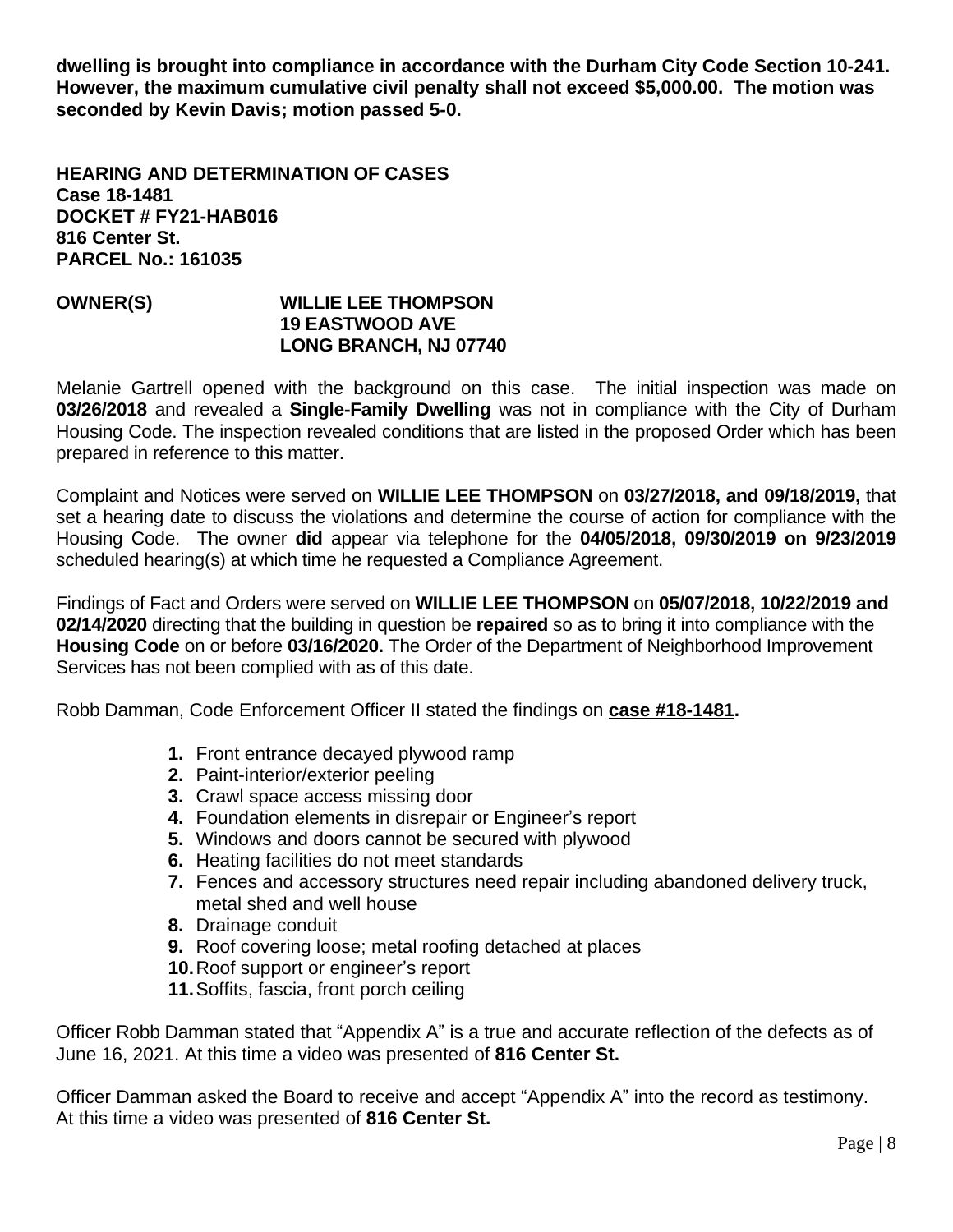**dwelling is brought into compliance in accordance with the Durham City Code Section 10-241. However, the maximum cumulative civil penalty shall not exceed $5,000.00. The motion was seconded by Kevin Davis; motion passed 5-0.**

**<u>HEARING AND DETERMINATION OF CASES</u>**
**Case 18-1481**
**DOCKET # FY21-HAB016**
**816 Center St.**
**PARCEL No.: 161035**

**OWNER(S)** **WILLIE LEE THOMPSON**
**19 EASTWOOD AVE**
**LONG BRANCH, NJ 07740**

Melanie Gartrell opened with the background on this case. The initial inspection was made on **03/26/2018** and revealed a **Single-Family Dwelling** was not in compliance with the City of Durham Housing Code. The inspection revealed conditions that are listed in the proposed Order which has been prepared in reference to this matter.

Complaint and Notices were served on **WILLIE LEE THOMPSON** on **03/27/2018, and 09/18/2019,** that set a hearing date to discuss the violations and determine the course of action for compliance with the Housing Code. The owner **did** appear via telephone for the **04/05/2018, 09/30/2019 on 9/23/2019** scheduled hearing(s) at which time he requested a Compliance Agreement.

Findings of Fact and Orders were served on **WILLIE LEE THOMPSON** on **05/07/2018, 10/22/2019 and 02/14/2020** directing that the building in question be **repaired** so as to bring it into compliance with the **Housing Code** on or before **03/16/2020.** The Order of the Department of Neighborhood Improvement Services has not been complied with as of this date.

Robb Damman, Code Enforcement Officer II stated the findings on **<u>case #18-1481</u>.**

1. Front entrance decayed plywood ramp
2. Paint-interior/exterior peeling
3. Crawl space access missing door
4. Foundation elements in disrepair or Engineer's report
5. Windows and doors cannot be secured with plywood
6. Heating facilities do not meet standards
7. Fences and accessory structures need repair including abandoned delivery truck, metal shed and well house
8. Drainage conduit
9. Roof covering loose; metal roofing detached at places
10. Roof support or engineer's report
11. Soffits, fascia, front porch ceiling

Officer Robb Damman stated that "Appendix A" is a true and accurate reflection of the defects as of June 16, 2021. At this time a video was presented of **816 Center St.**

Officer Damman asked the Board to receive and accept "Appendix A" into the record as testimony. At this time a video was presented of **816 Center St.**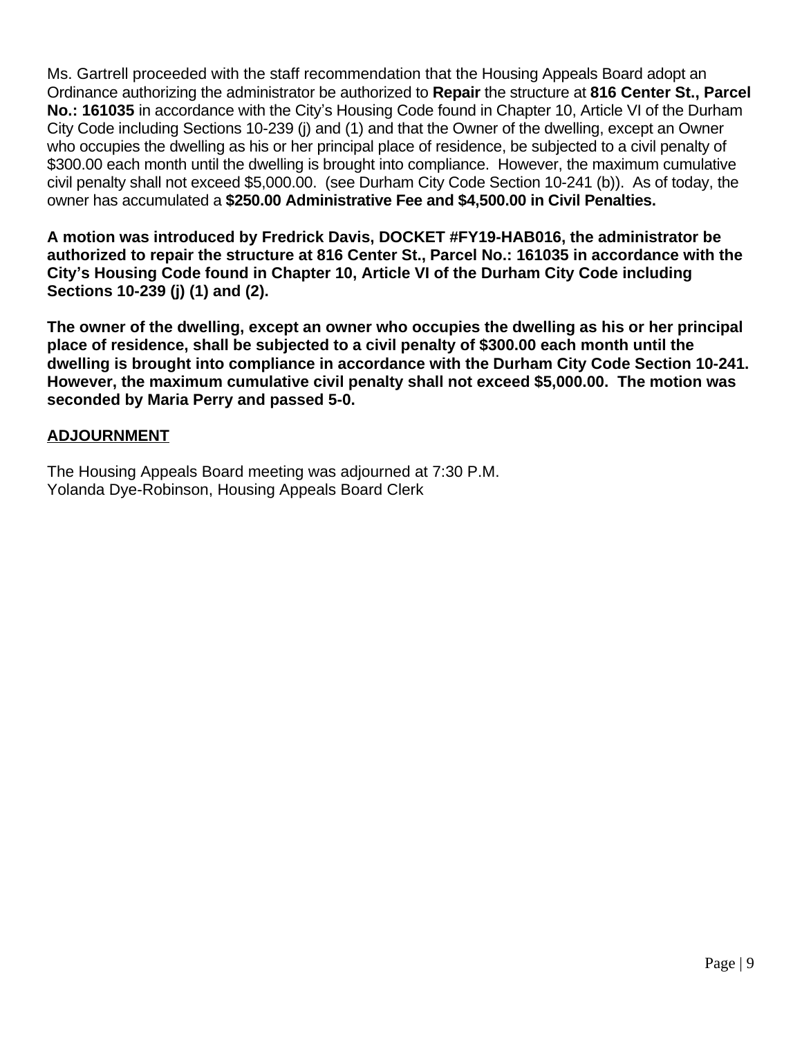Ms. Gartrell proceeded with the staff recommendation that the Housing Appeals Board adopt an Ordinance authorizing the administrator be authorized to **Repair** the structure at **816 Center St., Parcel No.: 161035** in accordance with the City's Housing Code found in Chapter 10, Article VI of the Durham City Code including Sections 10-239 (j) and (1) and that the Owner of the dwelling, except an Owner who occupies the dwelling as his or her principal place of residence, be subjected to a civil penalty of $300.00 each month until the dwelling is brought into compliance. However, the maximum cumulative civil penalty shall not exceed $5,000.00. (see Durham City Code Section 10-241 (b)). As of today, the owner has accumulated a **$250.00 Administrative Fee and $4,500.00 in Civil Penalties.**

**A motion was introduced by Fredrick Davis, DOCKET #FY19-HAB016, the administrator be authorized to repair the structure at 816 Center St., Parcel No.: 161035 in accordance with the City's Housing Code found in Chapter 10, Article VI of the Durham City Code including Sections 10-239 (j) (1) and (2).**

**The owner of the dwelling, except an owner who occupies the dwelling as his or her principal place of residence, shall be subjected to a civil penalty of $300.00 each month until the dwelling is brought into compliance in accordance with the Durham City Code Section 10-241. However, the maximum cumulative civil penalty shall not exceed $5,000.00. The motion was seconded by Maria Perry and passed 5-0.**

## ADJOURNMENT

The Housing Appeals Board meeting was adjourned at 7:30 P.M.
Yolanda Dye-Robinson, Housing Appeals Board Clerk